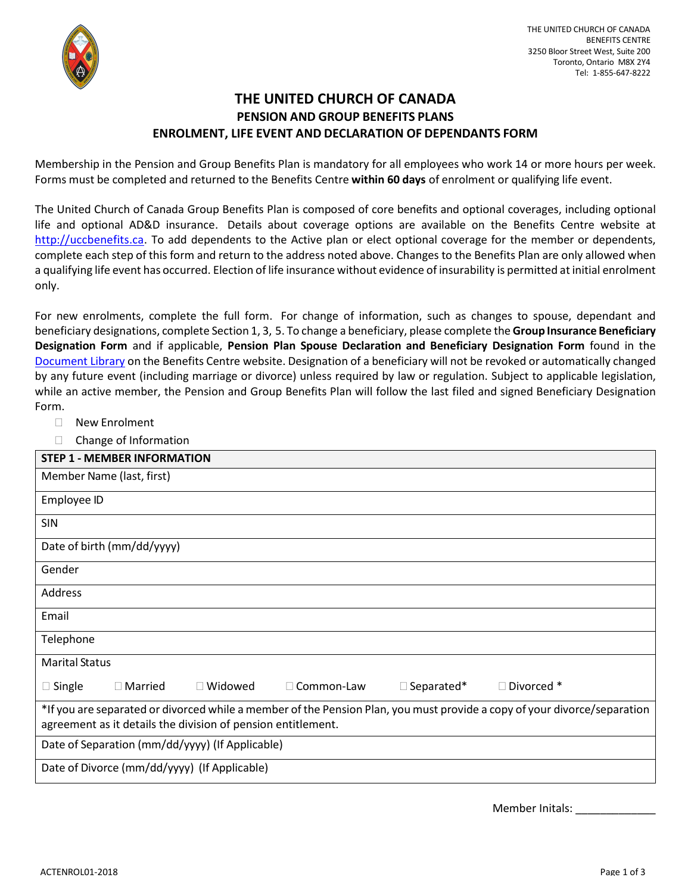THE UNITED CHURCH OF CANADA
BENEFITS CENTRE
3250 Bloor Street West, Suite 200
Toronto, Ontario M8X 2Y4
Tel: 1-855-647-8222

# THE UNITED CHURCH OF CANADA
## PENSION AND GROUP BENEFITS PLANS
## ENROLMENT, LIFE EVENT AND DECLARATION OF DEPENDANTS FORM

Membership in the Pension and Group Benefits Plan is mandatory for all employees who work 14 or more hours per week. Forms must be completed and returned to the Benefits Centre **within 60 days** of enrolment or qualifying life event.

The United Church of Canada Group Benefits Plan is composed of core benefits and optional coverages, including optional life and optional AD&D insurance. Details about coverage options are available on the Benefits Centre website at http://uccbenefits.ca. To add dependents to the Active plan or elect optional coverage for the member or dependents, complete each step of this form and return to the address noted above. Changes to the Benefits Plan are only allowed when a qualifying life event has occurred. Election of life insurance without evidence of insurability is permitted at initial enrolment only.

For new enrolments, complete the full form. For change of information, such as changes to spouse, dependant and beneficiary designations, complete Section 1, 3, 5. To change a beneficiary, please complete the **Group Insurance Beneficiary Designation Form** and if applicable, **Pension Plan Spouse Declaration and Beneficiary Designation Form** found in the Document Library on the Benefits Centre website. Designation of a beneficiary will not be revoked or automatically changed by any future event (including marriage or divorce) unless required by law or regulation. Subject to applicable legislation, while an active member, the Pension and Group Benefits Plan will follow the last filed and signed Beneficiary Designation Form.

- ☐ New Enrolment
- ☐ Change of Information

| STEP 1 - MEMBER INFORMATION |
|---|
| Member Name (last, first) |
| Employee ID |
| SIN |
| Date of birth (mm/dd/yyyy) |
| Gender |
| Address |
| Email |
| Telephone |
| Marital Status<br>☐ Single ☐ Married ☐ Widowed ☐ Common-Law ☐ Separated* ☐ Divorced * |
| *If you are separated or divorced while a member of the Pension Plan, you must provide a copy of your divorce/separation agreement as it details the division of pension entitlement. |
| Date of Separation (mm/dd/yyyy) (If Applicable) |
| Date of Divorce (mm/dd/yyyy) (If Applicable) |

Member Initals: _____________

ACTENROL01-2018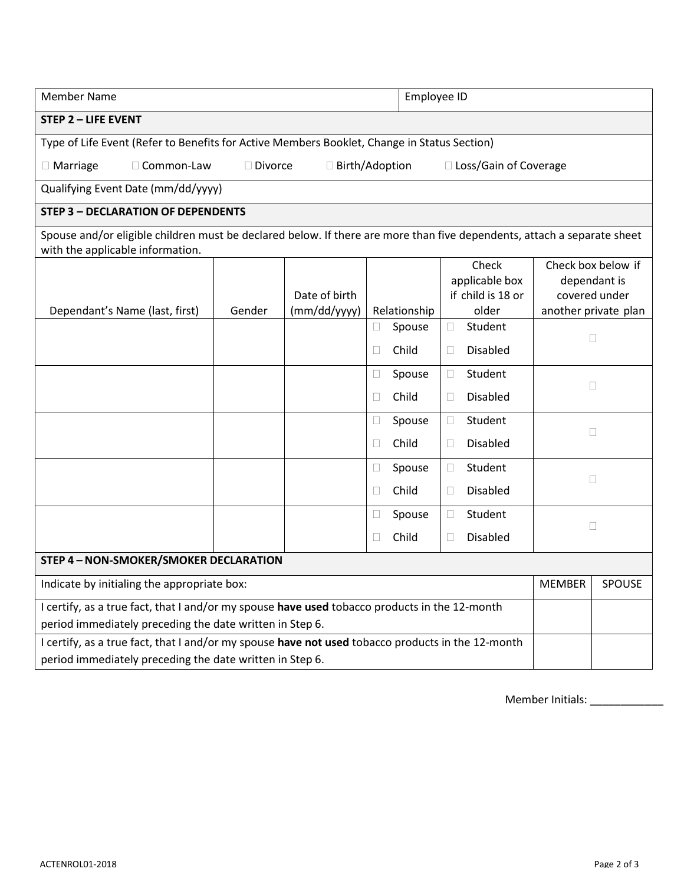| Member Name | Employee ID |
|---|---|

**STEP 2 – LIFE EVENT**

Type of Life Event (Refer to Benefits for Active Members Booklet, Change in Status Section)

☐ Marriage ☐ Common-Law ☐ Divorce ☐ Birth/Adoption ☐ Loss/Gain of Coverage

Qualifying Event Date (mm/dd/yyyy)

**STEP 3 – DECLARATION OF DEPENDENTS**

Spouse and/or eligible children must be declared below. If there are more than five dependents, attach a separate sheet with the applicable information.

| Dependant's Name (last, first) | Gender | Date of birth (mm/dd/yyyy) | Relationship | Check applicable box if child is 18 or older | Check box below if dependant is covered under another private plan |
|---|---|---|---|---|---|
| | | | ☐ Spouse<br>☐ Child | ☐ Student<br>☐ Disabled | ☐ |
| | | | ☐ Spouse<br>☐ Child | ☐ Student<br>☐ Disabled | ☐ |
| | | | ☐ Spouse<br>☐ Child | ☐ Student<br>☐ Disabled | ☐ |
| | | | ☐ Spouse<br>☐ Child | ☐ Student<br>☐ Disabled | ☐ |
| | | | ☐ Spouse<br>☐ Child | ☐ Student<br>☐ Disabled | ☐ |

**STEP 4 – NON-SMOKER/SMOKER DECLARATION**

| Indicate by initialing the appropriate box: | MEMBER | SPOUSE |
|---|---|---|
| I certify, as a true fact, that I and/or my spouse **have used** tobacco products in the 12-month period immediately preceding the date written in Step 6. | | |
| I certify, as a true fact, that I and/or my spouse **have not used** tobacco products in the 12-month period immediately preceding the date written in Step 6. | | |

Member Initials: ____________

ACTENROL01-2018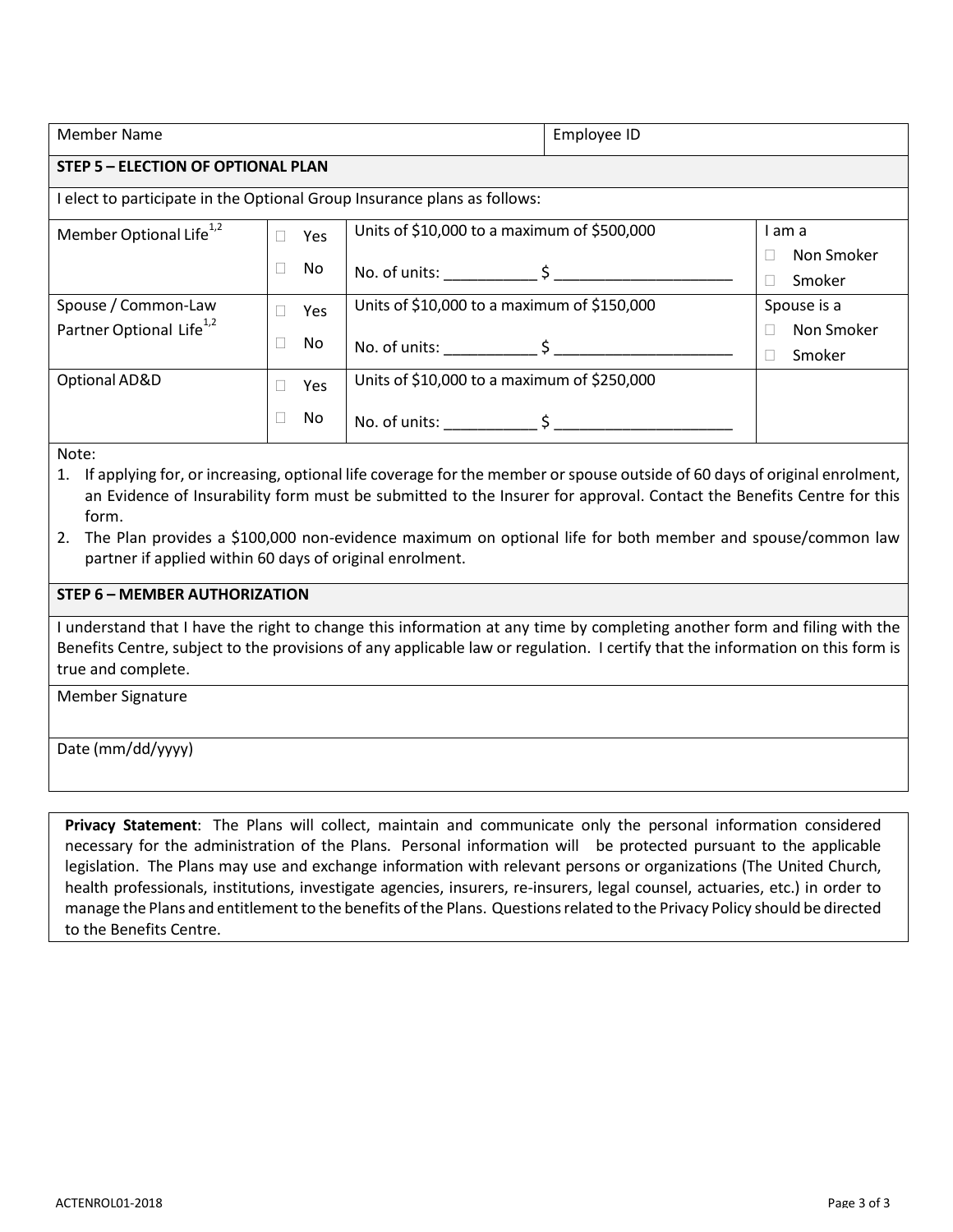| Member Name | Employee ID |
| --- | --- |

**STEP 5 – ELECTION OF OPTIONAL PLAN**

I elect to participate in the Optional Group Insurance plans as follows:

| | | | |
| --- | --- | --- | --- |
| Member Optional Life[1,2] | ☐ Yes<br>☐ No | Units of $10,000 to a maximum of $500,000<br>No. of units: ___________ $ _____________________ | I am a<br>☐ Non Smoker<br>☐ Smoker |
| Spouse / Common-Law Partner Optional Life[1,2] | ☐ Yes<br>☐ No | Units of $10,000 to a maximum of $150,000<br>No. of units: ___________ $ _____________________ | Spouse is a<br>☐ Non Smoker<br>☐ Smoker |
| Optional AD&D | ☐ Yes<br>☐ No | Units of $10,000 to a maximum of $250,000<br>No. of units: ___________ $ _____________________ | |

Note:

1. If applying for, or increasing, optional life coverage for the member or spouse outside of 60 days of original enrolment, an Evidence of Insurability form must be submitted to the Insurer for approval. Contact the Benefits Centre for this form.
2. The Plan provides a $100,000 non-evidence maximum on optional life for both member and spouse/common law partner if applied within 60 days of original enrolment.

**STEP 6 – MEMBER AUTHORIZATION**

I understand that I have the right to change this information at any time by completing another form and filing with the Benefits Centre, subject to the provisions of any applicable law or regulation. I certify that the information on this form is true and complete.

Member Signature

Date (mm/dd/yyyy)

**Privacy Statement**: The Plans will collect, maintain and communicate only the personal information considered necessary for the administration of the Plans. Personal information will be protected pursuant to the applicable legislation. The Plans may use and exchange information with relevant persons or organizations (The United Church, health professionals, institutions, investigate agencies, insurers, re-insurers, legal counsel, actuaries, etc.) in order to manage the Plans and entitlement to the benefits of the Plans. Questions related to the Privacy Policy should be directed to the Benefits Centre.

ACTENROL01-2018